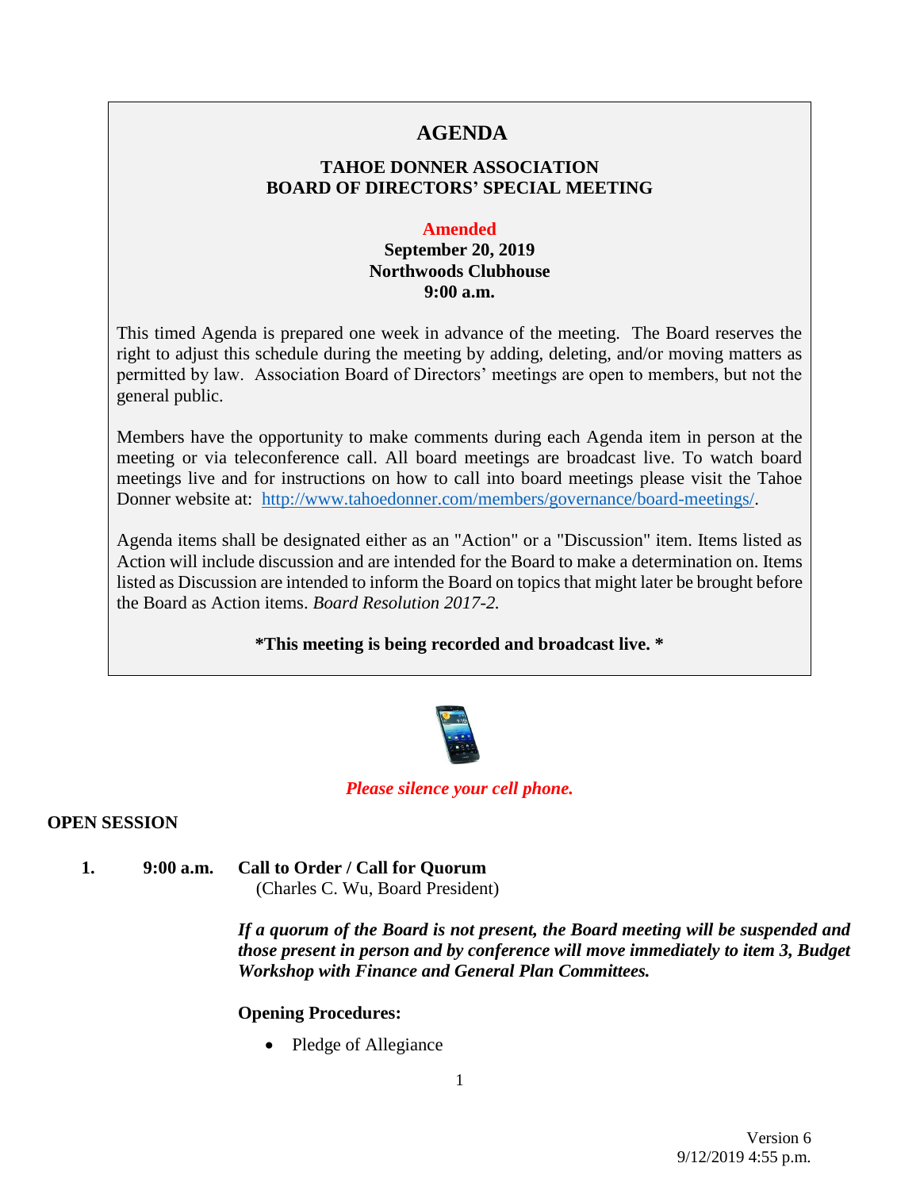# AGENDA

## TAHOE DONNER ASSOCIATION
## BOARD OF DIRECTORS' SPECIAL MEETING

**Amended**
**September 20, 2019**
**Northwoods Clubhouse**
**9:00 a.m.**

This timed Agenda is prepared one week in advance of the meeting. The Board reserves the right to adjust this schedule during the meeting by adding, deleting, and/or moving matters as permitted by law. Association Board of Directors' meetings are open to members, but not the general public.

Members have the opportunity to make comments during each Agenda item in person at the meeting or via teleconference call. All board meetings are broadcast live. To watch board meetings live and for instructions on how to call into board meetings please visit the Tahoe Donner website at: [http://www.tahoedonner.com/members/governance/board-meetings/](http://www.tahoedonner.com/members/governance/board-meetings/).

Agenda items shall be designated either as an "Action" or a "Discussion" item. Items listed as Action will include discussion and are intended for the Board to make a determination on. Items listed as Discussion are intended to inform the Board on topics that might later be brought before the Board as Action items. *Board Resolution 2017-2.*

**\*This meeting is being recorded and broadcast live. \***

***Please silence your cell phone.***

**OPEN SESSION**

**1. 9:00 a.m. Call to Order / Call for Quorum**
(Charles C. Wu, Board President)

***If a quorum of the Board is not present, the Board meeting will be suspended and those present in person and by conference will move immediately to item 3, Budget Workshop with Finance and General Plan Committees.***

**Opening Procedures:**

- Pledge of Allegiance

Version 6
9/12/2019 4:55 p.m.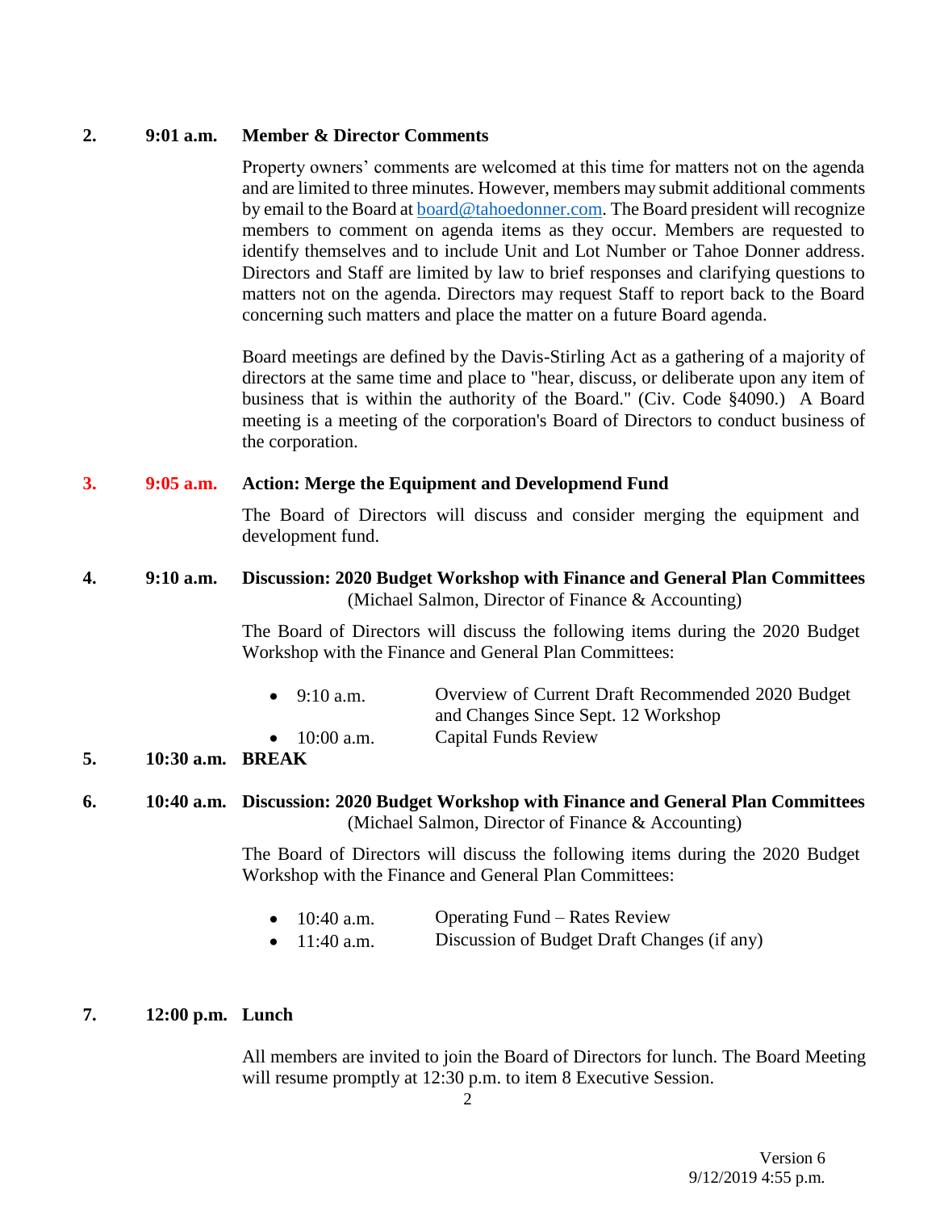**2. 9:01 a.m. Member & Director Comments**

Property owners' comments are welcomed at this time for matters not on the agenda and are limited to three minutes. However, members may submit additional comments by email to the Board at [board@tahoedonner.com](mailto:board@tahoedonner.com). The Board president will recognize members to comment on agenda items as they occur. Members are requested to identify themselves and to include Unit and Lot Number or Tahoe Donner address. Directors and Staff are limited by law to brief responses and clarifying questions to matters not on the agenda. Directors may request Staff to report back to the Board concerning such matters and place the matter on a future Board agenda.

Board meetings are defined by the Davis-Stirling Act as a gathering of a majority of directors at the same time and place to "hear, discuss, or deliberate upon any item of business that is within the authority of the Board." (Civ. Code §4090.) A Board meeting is a meeting of the corporation's Board of Directors to conduct business of the corporation.

**3. 9:05 a.m. Action: Merge the Equipment and Developmend Fund**

The Board of Directors will discuss and consider merging the equipment and development fund.

**4. 9:10 a.m. Discussion: 2020 Budget Workshop with Finance and General Plan Committees**
(Michael Salmon, Director of Finance & Accounting)

The Board of Directors will discuss the following items during the 2020 Budget Workshop with the Finance and General Plan Committees:

- 9:10 a.m. Overview of Current Draft Recommended 2020 Budget and Changes Since Sept. 12 Workshop
- 10:00 a.m. Capital Funds Review

**5. 10:30 a.m. BREAK**

**6. 10:40 a.m. Discussion: 2020 Budget Workshop with Finance and General Plan Committees**
(Michael Salmon, Director of Finance & Accounting)

The Board of Directors will discuss the following items during the 2020 Budget Workshop with the Finance and General Plan Committees:

- 10:40 a.m. Operating Fund – Rates Review
- 11:40 a.m. Discussion of Budget Draft Changes (if any)

**7. 12:00 p.m. Lunch**

All members are invited to join the Board of Directors for lunch. The Board Meeting will resume promptly at 12:30 p.m. to item 8 Executive Session.

Version 6
9/12/2019 4:55 p.m.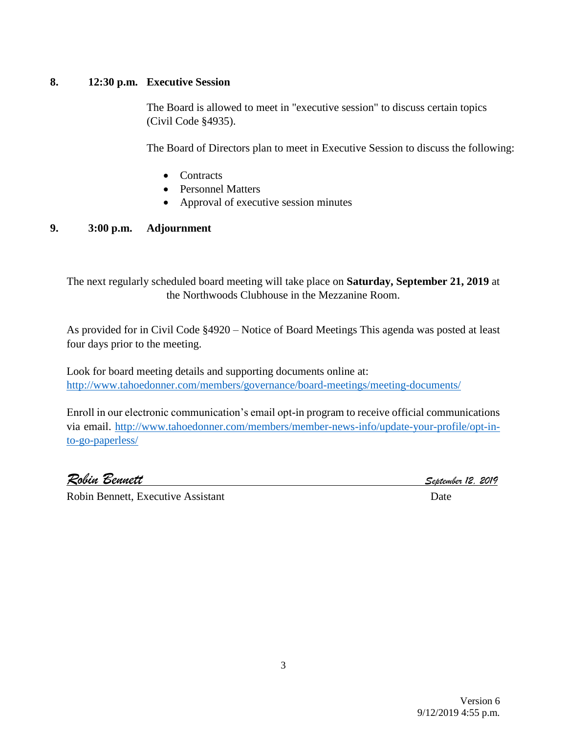**8. 12:30 p.m. Executive Session**

The Board is allowed to meet in "executive session" to discuss certain topics (Civil Code §4935).

The Board of Directors plan to meet in Executive Session to discuss the following:

- Contracts
- Personnel Matters
- Approval of executive session minutes

**9. 3:00 p.m. Adjournment**

The next regularly scheduled board meeting will take place on **Saturday, September 21, 2019** at the Northwoods Clubhouse in the Mezzanine Room.

As provided for in Civil Code §4920 – Notice of Board Meetings This agenda was posted at least four days prior to the meeting.

Look for board meeting details and supporting documents online at:
http://www.tahoedonner.com/members/governance/board-meetings/meeting-documents/

Enroll in our electronic communication's email opt-in program to receive official communications via email. http://www.tahoedonner.com/members/member-news-info/update-your-profile/opt-in-to-go-paperless/

*Robin Bennett* *September 12, 2019*

Robin Bennett, Executive Assistant Date

Version 6
9/12/2019 4:55 p.m.